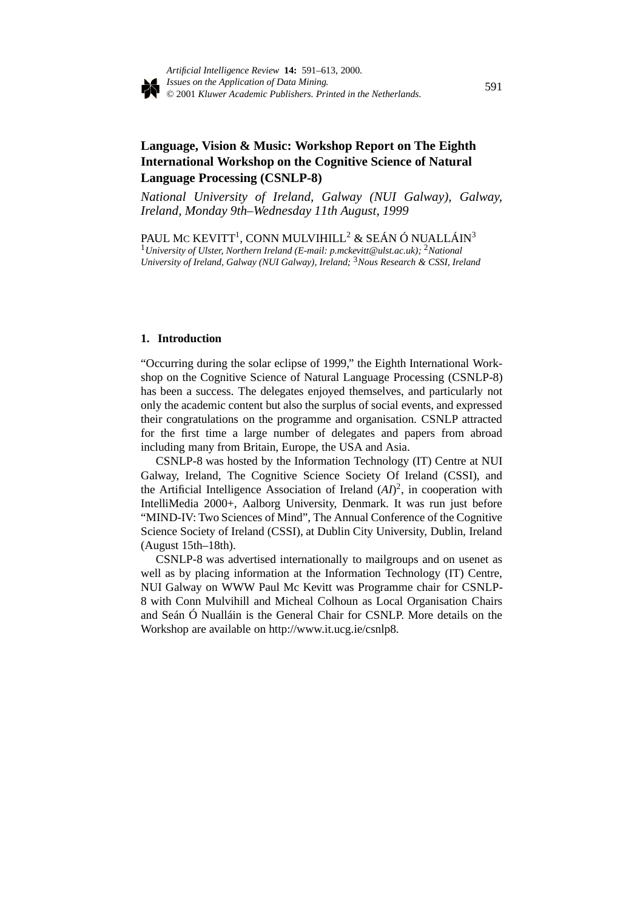# Language, Vision & Music: Workshop Report on The Eighth International Workshop on the Cognitive Science of Natural Language Processing (CSNLP-8)

*National University of Ireland, Galway (NUI Galway), Galway, Ireland, Monday 9th–Wednesday 11th August, 1999*

PAUL MC KEVITT[1], CONN MULVIHILL[2] & SEÁN Ó NUALLÁIN[3]

[1]*University of Ulster, Northern Ireland (E-mail: p.mckevitt@ulst.ac.uk);* [2]*National University of Ireland, Galway (NUI Galway), Ireland;* [3]*Nous Research & CSSI, Ireland*

## 1. Introduction

"Occurring during the solar eclipse of 1999," the Eighth International Workshop on the Cognitive Science of Natural Language Processing (CSNLP-8) has been a success. The delegates enjoyed themselves, and particularly not only the academic content but also the surplus of social events, and expressed their congratulations on the programme and organisation. CSNLP attracted for the first time a large number of delegates and papers from abroad including many from Britain, Europe, the USA and Asia.

CSNLP-8 was hosted by the Information Technology (IT) Centre at NUI Galway, Ireland, The Cognitive Science Society Of Ireland (CSSI), and the Artificial Intelligence Association of Ireland (*AI*)[2], in cooperation with IntelliMedia 2000+, Aalborg University, Denmark. It was run just before "MIND-IV: Two Sciences of Mind", The Annual Conference of the Cognitive Science Society of Ireland (CSSI), at Dublin City University, Dublin, Ireland (August 15th–18th).

CSNLP-8 was advertised internationally to mailgroups and on usenet as well as by placing information at the Information Technology (IT) Centre, NUI Galway on WWW Paul Mc Kevitt was Programme chair for CSNLP-8 with Conn Mulvihill and Micheal Colhoun as Local Organisation Chairs and Seán Ó Nualláin is the General Chair for CSNLP. More details on the Workshop are available on http://www.it.ucg.ie/csnlp8.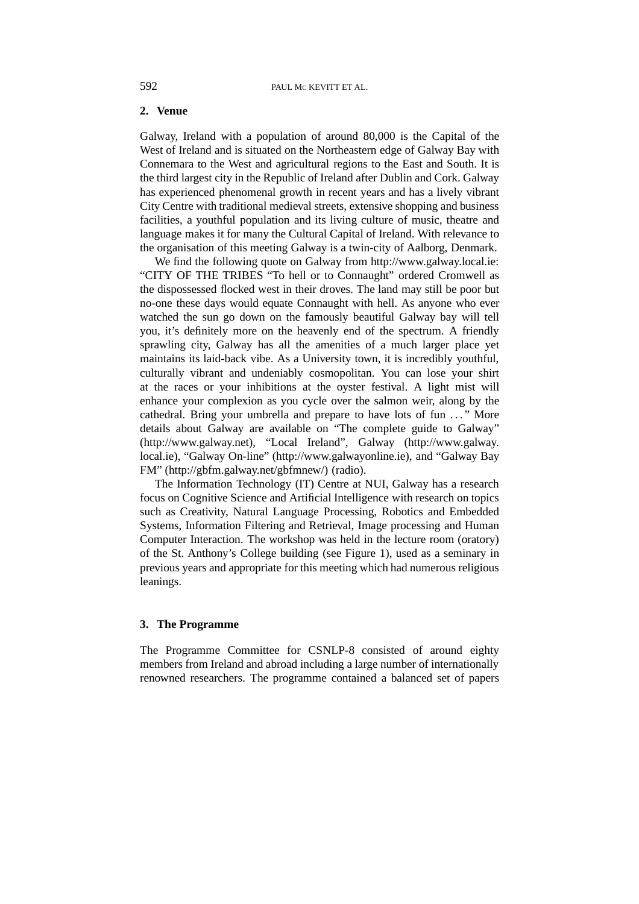## 2. Venue

Galway, Ireland with a population of around 80,000 is the Capital of the West of Ireland and is situated on the Northeastern edge of Galway Bay with Connemara to the West and agricultural regions to the East and South. It is the third largest city in the Republic of Ireland after Dublin and Cork. Galway has experienced phenomenal growth in recent years and has a lively vibrant City Centre with traditional medieval streets, extensive shopping and business facilities, a youthful population and its living culture of music, theatre and language makes it for many the Cultural Capital of Ireland. With relevance to the organisation of this meeting Galway is a twin-city of Aalborg, Denmark.

We find the following quote on Galway from http://www.galway.local.ie: "CITY OF THE TRIBES "To hell or to Connaught" ordered Cromwell as the dispossessed flocked west in their droves. The land may still be poor but no-one these days would equate Connaught with hell. As anyone who ever watched the sun go down on the famously beautiful Galway bay will tell you, it's definitely more on the heavenly end of the spectrum. A friendly sprawling city, Galway has all the amenities of a much larger place yet maintains its laid-back vibe. As a University town, it is incredibly youthful, culturally vibrant and undeniably cosmopolitan. You can lose your shirt at the races or your inhibitions at the oyster festival. A light mist will enhance your complexion as you cycle over the salmon weir, along by the cathedral. Bring your umbrella and prepare to have lots of fun ..." More details about Galway are available on "The complete guide to Galway" (http://www.galway.net), "Local Ireland", Galway (http://www.galway.local.ie), "Galway On-line" (http://www.galwayonline.ie), and "Galway Bay FM" (http://gbfm.galway.net/gbfmnew/) (radio).

The Information Technology (IT) Centre at NUI, Galway has a research focus on Cognitive Science and Artificial Intelligence with research on topics such as Creativity, Natural Language Processing, Robotics and Embedded Systems, Information Filtering and Retrieval, Image processing and Human Computer Interaction. The workshop was held in the lecture room (oratory) of the St. Anthony's College building (see Figure 1), used as a seminary in previous years and appropriate for this meeting which had numerous religious leanings.

## 3. The Programme

The Programme Committee for CSNLP-8 consisted of around eighty members from Ireland and abroad including a large number of internationally renowned researchers. The programme contained a balanced set of papers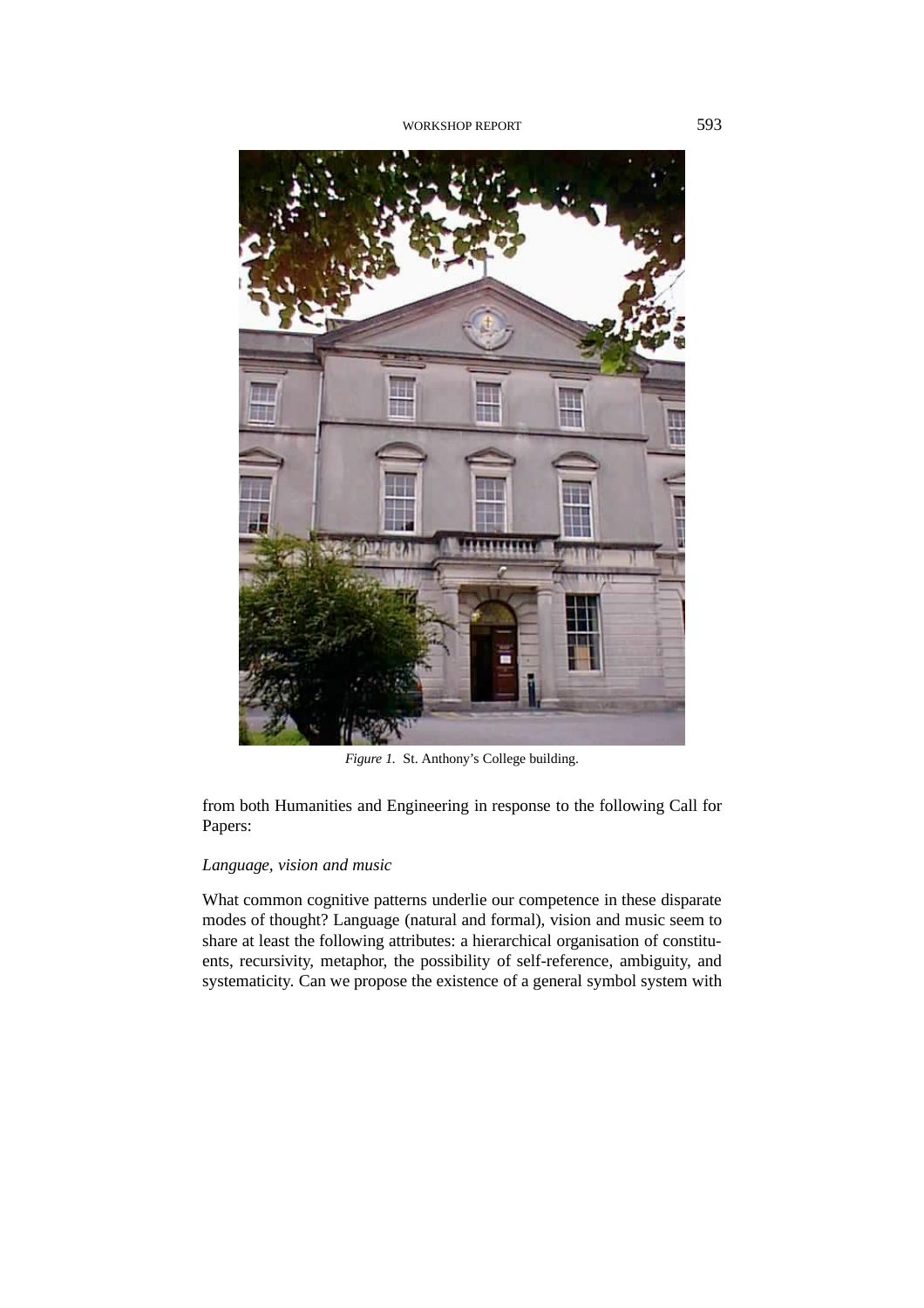*Figure 1.* St. Anthony's College building.

from both Humanities and Engineering in response to the following Call for Papers:

*Language, vision and music*

What common cognitive patterns underlie our competence in these disparate modes of thought? Language (natural and formal), vision and music seem to share at least the following attributes: a hierarchical organisation of constituents, recursivity, metaphor, the possibility of self-reference, ambiguity, and systematicity. Can we propose the existence of a general symbol system with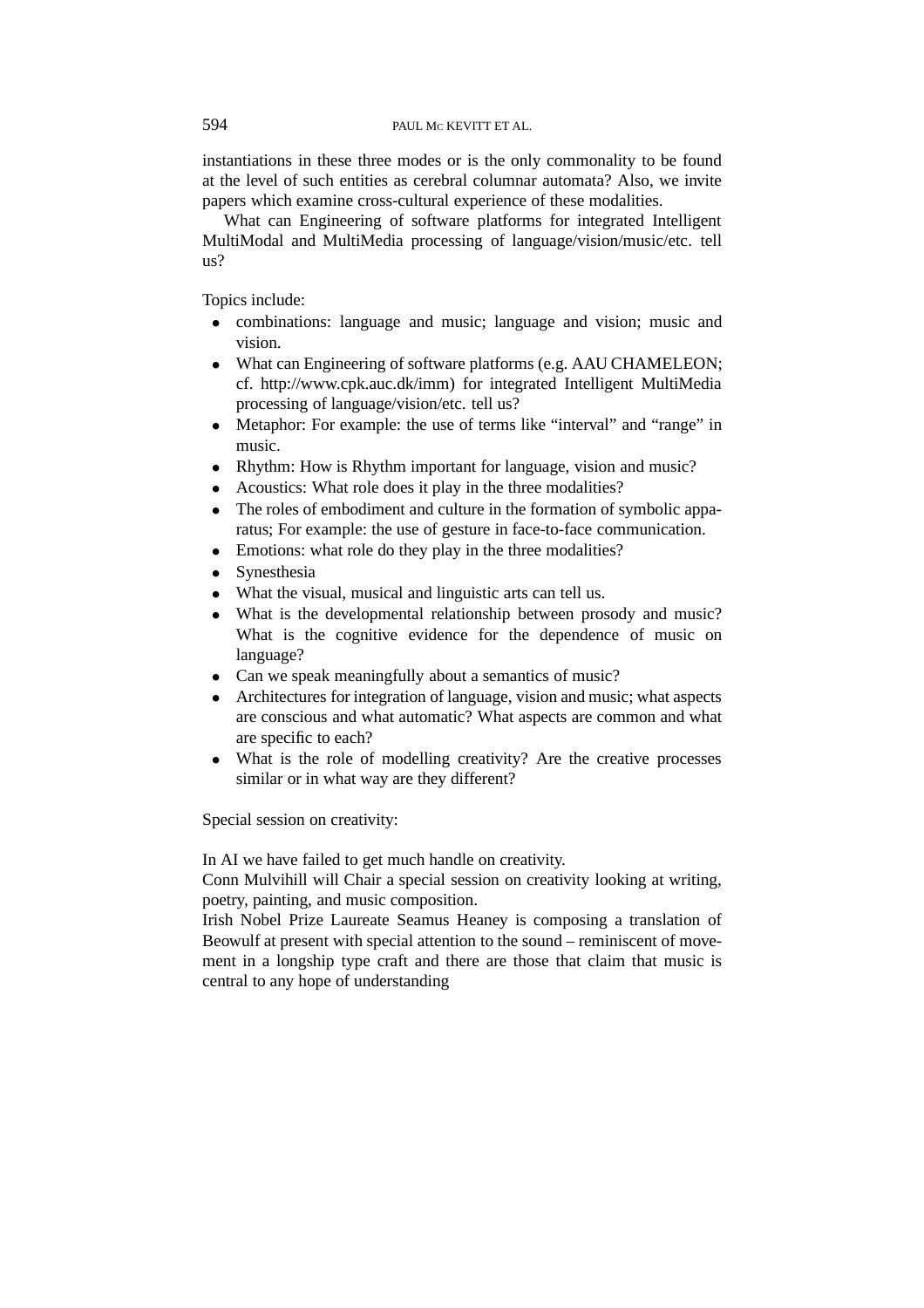instantiations in these three modes or is the only commonality to be found at the level of such entities as cerebral columnar automata? Also, we invite papers which examine cross-cultural experience of these modalities.

What can Engineering of software platforms for integrated Intelligent MultiModal and MultiMedia processing of language/vision/music/etc. tell us?

Topics include:

- combinations: language and music; language and vision; music and vision.
- What can Engineering of software platforms (e.g. AAU CHAMELEON; cf. http://www.cpk.auc.dk/imm) for integrated Intelligent MultiMedia processing of language/vision/etc. tell us?
- Metaphor: For example: the use of terms like "interval" and "range" in music.
- Rhythm: How is Rhythm important for language, vision and music?
- Acoustics: What role does it play in the three modalities?
- The roles of embodiment and culture in the formation of symbolic apparatus; For example: the use of gesture in face-to-face communication.
- Emotions: what role do they play in the three modalities?
- Synesthesia
- What the visual, musical and linguistic arts can tell us.
- What is the developmental relationship between prosody and music? What is the cognitive evidence for the dependence of music on language?
- Can we speak meaningfully about a semantics of music?
- Architectures for integration of language, vision and music; what aspects are conscious and what automatic? What aspects are common and what are specific to each?
- What is the role of modelling creativity? Are the creative processes similar or in what way are they different?

Special session on creativity:

In AI we have failed to get much handle on creativity.
Conn Mulvihill will Chair a special session on creativity looking at writing, poetry, painting, and music composition.
Irish Nobel Prize Laureate Seamus Heaney is composing a translation of Beowulf at present with special attention to the sound – reminiscent of movement in a longship type craft and there are those that claim that music is central to any hope of understanding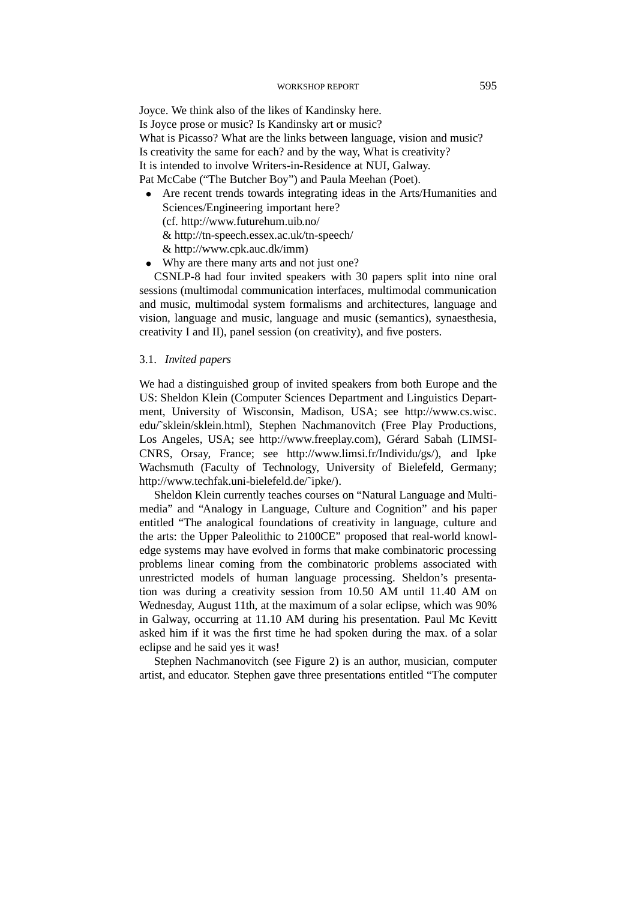Joyce. We think also of the likes of Kandinsky here.
Is Joyce prose or music? Is Kandinsky art or music?
What is Picasso? What are the links between language, vision and music?
Is creativity the same for each? and by the way, What is creativity?
It is intended to involve Writers-in-Residence at NUI, Galway.
Pat McCabe ("The Butcher Boy") and Paula Meehan (Poet).

- Are recent trends towards integrating ideas in the Arts/Humanities and Sciences/Engineering important here?
  (cf. http://www.futurehum.uib.no/
  & http://tn-speech.essex.ac.uk/tn-speech/
  & http://www.cpk.auc.dk/imm)
- Why are there many arts and not just one?

CSNLP-8 had four invited speakers with 30 papers split into nine oral sessions (multimodal communication interfaces, multimodal communication and music, multimodal system formalisms and architectures, language and vision, language and music, language and music (semantics), synaesthesia, creativity I and II), panel session (on creativity), and five posters.

### 3.1. *Invited papers*

We had a distinguished group of invited speakers from both Europe and the US: Sheldon Klein (Computer Sciences Department and Linguistics Department, University of Wisconsin, Madison, USA; see http://www.cs.wisc.edu/~sklein/sklein.html), Stephen Nachmanovitch (Free Play Productions, Los Angeles, USA; see http://www.freeplay.com), Gérard Sabah (LIMSI-CNRS, Orsay, France; see http://www.limsi.fr/Individu/gs/), and Ipke Wachsmuth (Faculty of Technology, University of Bielefeld, Germany; http://www.techfak.uni-bielefeld.de/~ipke/).

Sheldon Klein currently teaches courses on "Natural Language and Multimedia" and "Analogy in Language, Culture and Cognition" and his paper entitled "The analogical foundations of creativity in language, culture and the arts: the Upper Paleolithic to 2100CE" proposed that real-world knowledge systems may have evolved in forms that make combinatoric processing problems linear coming from the combinatoric problems associated with unrestricted models of human language processing. Sheldon's presentation was during a creativity session from 10.50 AM until 11.40 AM on Wednesday, August 11th, at the maximum of a solar eclipse, which was 90% in Galway, occurring at 11.10 AM during his presentation. Paul Mc Kevitt asked him if it was the first time he had spoken during the max. of a solar eclipse and he said yes it was!

Stephen Nachmanovitch (see Figure 2) is an author, musician, computer artist, and educator. Stephen gave three presentations entitled "The computer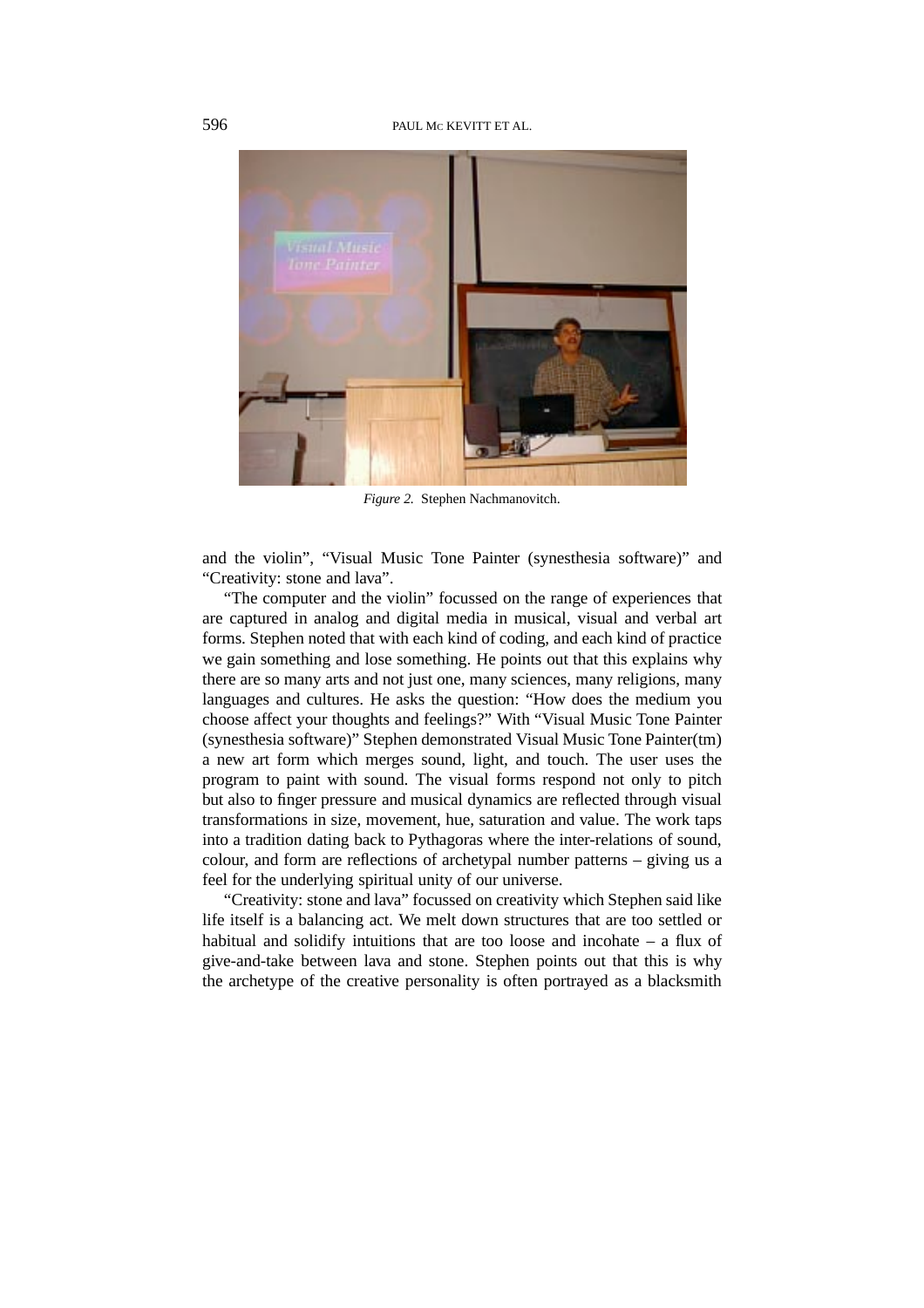*Figure 2.* Stephen Nachmanovitch.

and the violin", "Visual Music Tone Painter (synesthesia software)" and "Creativity: stone and lava".

"The computer and the violin" focussed on the range of experiences that are captured in analog and digital media in musical, visual and verbal art forms. Stephen noted that with each kind of coding, and each kind of practice we gain something and lose something. He points out that this explains why there are so many arts and not just one, many sciences, many religions, many languages and cultures. He asks the question: "How does the medium you choose affect your thoughts and feelings?" With "Visual Music Tone Painter (synesthesia software)" Stephen demonstrated Visual Music Tone Painter(tm) a new art form which merges sound, light, and touch. The user uses the program to paint with sound. The visual forms respond not only to pitch but also to finger pressure and musical dynamics are reflected through visual transformations in size, movement, hue, saturation and value. The work taps into a tradition dating back to Pythagoras where the inter-relations of sound, colour, and form are reflections of archetypal number patterns – giving us a feel for the underlying spiritual unity of our universe.

"Creativity: stone and lava" focussed on creativity which Stephen said like life itself is a balancing act. We melt down structures that are too settled or habitual and solidify intuitions that are too loose and incohate – a flux of give-and-take between lava and stone. Stephen points out that this is why the archetype of the creative personality is often portrayed as a blacksmith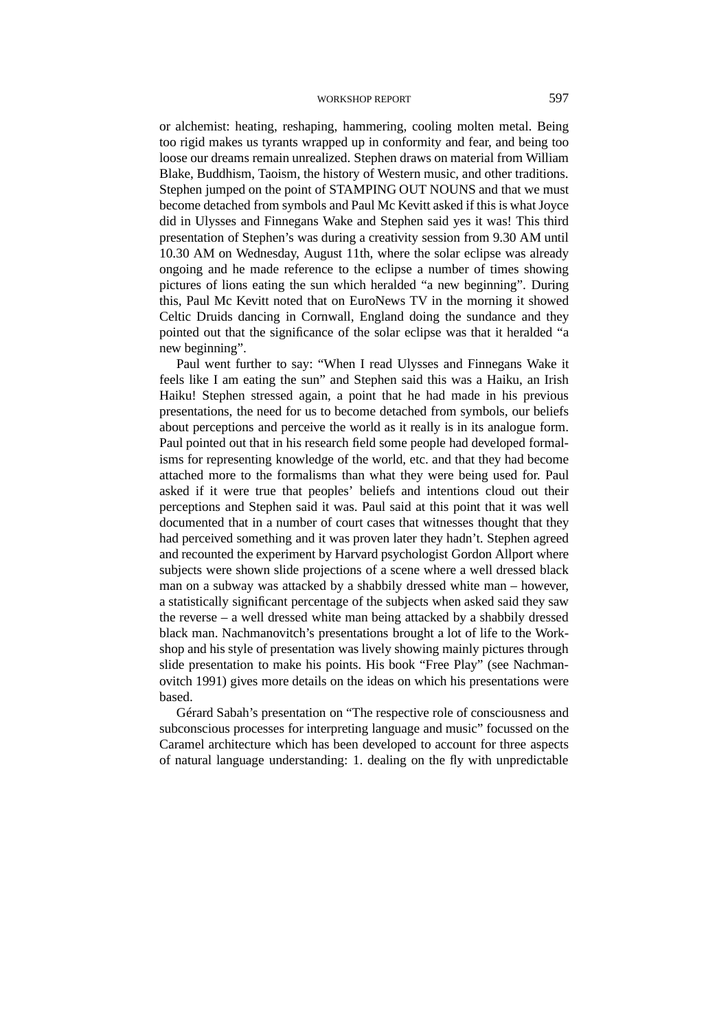or alchemist: heating, reshaping, hammering, cooling molten metal. Being too rigid makes us tyrants wrapped up in conformity and fear, and being too loose our dreams remain unrealized. Stephen draws on material from William Blake, Buddhism, Taoism, the history of Western music, and other traditions. Stephen jumped on the point of STAMPING OUT NOUNS and that we must become detached from symbols and Paul Mc Kevitt asked if this is what Joyce did in Ulysses and Finnegans Wake and Stephen said yes it was! This third presentation of Stephen's was during a creativity session from 9.30 AM until 10.30 AM on Wednesday, August 11th, where the solar eclipse was already ongoing and he made reference to the eclipse a number of times showing pictures of lions eating the sun which heralded "a new beginning". During this, Paul Mc Kevitt noted that on EuroNews TV in the morning it showed Celtic Druids dancing in Cornwall, England doing the sundance and they pointed out that the significance of the solar eclipse was that it heralded "a new beginning".

Paul went further to say: "When I read Ulysses and Finnegans Wake it feels like I am eating the sun" and Stephen said this was a Haiku, an Irish Haiku! Stephen stressed again, a point that he had made in his previous presentations, the need for us to become detached from symbols, our beliefs about perceptions and perceive the world as it really is in its analogue form. Paul pointed out that in his research field some people had developed formalisms for representing knowledge of the world, etc. and that they had become attached more to the formalisms than what they were being used for. Paul asked if it were true that peoples' beliefs and intentions cloud out their perceptions and Stephen said it was. Paul said at this point that it was well documented that in a number of court cases that witnesses thought that they had perceived something and it was proven later they hadn't. Stephen agreed and recounted the experiment by Harvard psychologist Gordon Allport where subjects were shown slide projections of a scene where a well dressed black man on a subway was attacked by a shabbily dressed white man – however, a statistically significant percentage of the subjects when asked said they saw the reverse – a well dressed white man being attacked by a shabbily dressed black man. Nachmanovitch's presentations brought a lot of life to the Workshop and his style of presentation was lively showing mainly pictures through slide presentation to make his points. His book "Free Play" (see Nachmanovitch 1991) gives more details on the ideas on which his presentations were based.

Gérard Sabah's presentation on "The respective role of consciousness and subconscious processes for interpreting language and music" focussed on the Caramel architecture which has been developed to account for three aspects of natural language understanding: 1. dealing on the fly with unpredictable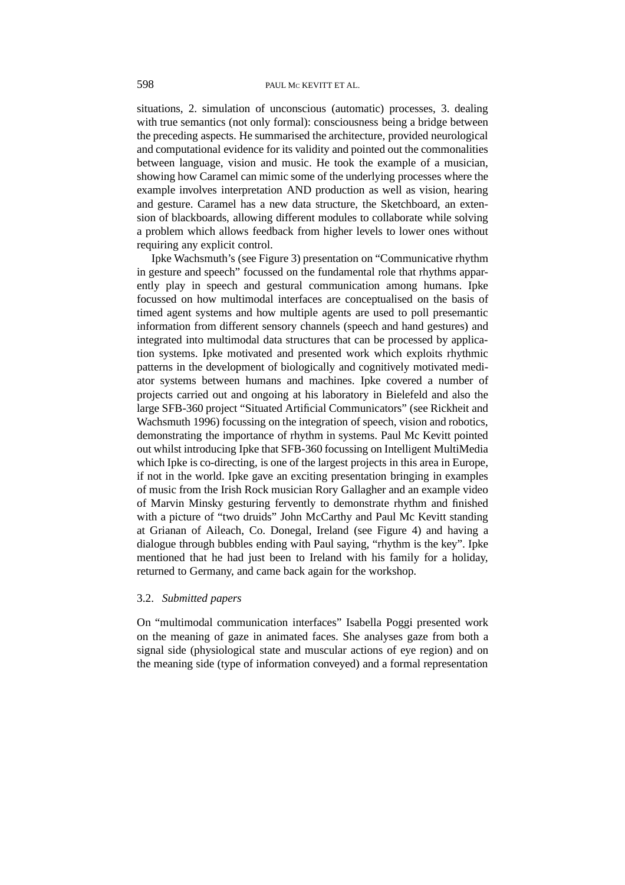situations, 2. simulation of unconscious (automatic) processes, 3. dealing with true semantics (not only formal): consciousness being a bridge between the preceding aspects. He summarised the architecture, provided neurological and computational evidence for its validity and pointed out the commonalities between language, vision and music. He took the example of a musician, showing how Caramel can mimic some of the underlying processes where the example involves interpretation AND production as well as vision, hearing and gesture. Caramel has a new data structure, the Sketchboard, an extension of blackboards, allowing different modules to collaborate while solving a problem which allows feedback from higher levels to lower ones without requiring any explicit control.

Ipke Wachsmuth's (see Figure 3) presentation on "Communicative rhythm in gesture and speech" focussed on the fundamental role that rhythms apparently play in speech and gestural communication among humans. Ipke focussed on how multimodal interfaces are conceptualised on the basis of timed agent systems and how multiple agents are used to poll presemantic information from different sensory channels (speech and hand gestures) and integrated into multimodal data structures that can be processed by application systems. Ipke motivated and presented work which exploits rhythmic patterns in the development of biologically and cognitively motivated mediator systems between humans and machines. Ipke covered a number of projects carried out and ongoing at his laboratory in Bielefeld and also the large SFB-360 project "Situated Artificial Communicators" (see Rickheit and Wachsmuth 1996) focussing on the integration of speech, vision and robotics, demonstrating the importance of rhythm in systems. Paul Mc Kevitt pointed out whilst introducing Ipke that SFB-360 focussing on Intelligent MultiMedia which Ipke is co-directing, is one of the largest projects in this area in Europe, if not in the world. Ipke gave an exciting presentation bringing in examples of music from the Irish Rock musician Rory Gallagher and an example video of Marvin Minsky gesturing fervently to demonstrate rhythm and finished with a picture of "two druids" John McCarthy and Paul Mc Kevitt standing at Grianan of Aileach, Co. Donegal, Ireland (see Figure 4) and having a dialogue through bubbles ending with Paul saying, "rhythm is the key". Ipke mentioned that he had just been to Ireland with his family for a holiday, returned to Germany, and came back again for the workshop.

### 3.2. *Submitted papers*

On "multimodal communication interfaces" Isabella Poggi presented work on the meaning of gaze in animated faces. She analyses gaze from both a signal side (physiological state and muscular actions of eye region) and on the meaning side (type of information conveyed) and a formal representation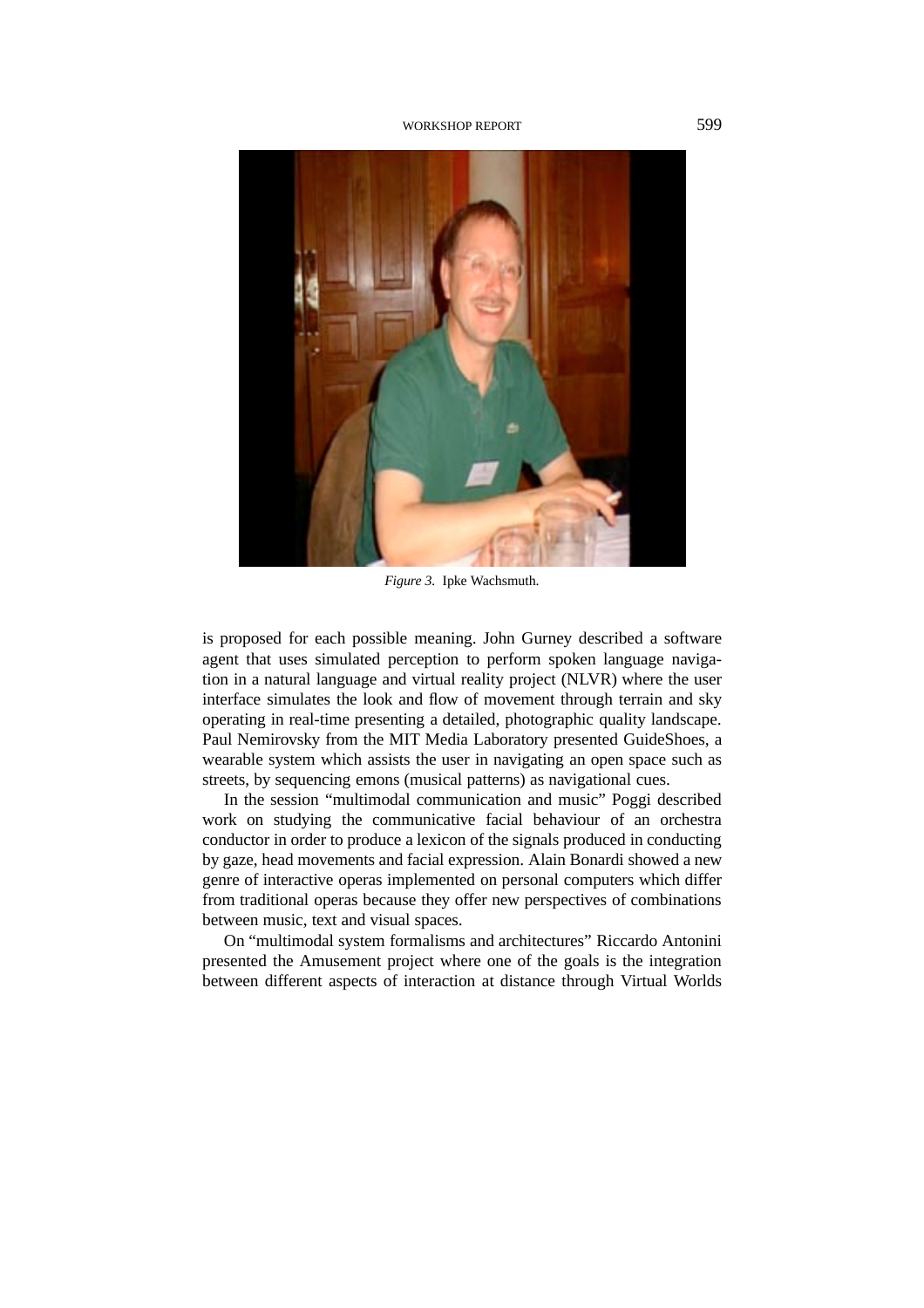*Figure 3.* Ipke Wachsmuth.

is proposed for each possible meaning. John Gurney described a software agent that uses simulated perception to perform spoken language navigation in a natural language and virtual reality project (NLVR) where the user interface simulates the look and flow of movement through terrain and sky operating in real-time presenting a detailed, photographic quality landscape. Paul Nemirovsky from the MIT Media Laboratory presented GuideShoes, a wearable system which assists the user in navigating an open space such as streets, by sequencing emons (musical patterns) as navigational cues.

In the session "multimodal communication and music" Poggi described work on studying the communicative facial behaviour of an orchestra conductor in order to produce a lexicon of the signals produced in conducting by gaze, head movements and facial expression. Alain Bonardi showed a new genre of interactive operas implemented on personal computers which differ from traditional operas because they offer new perspectives of combinations between music, text and visual spaces.

On "multimodal system formalisms and architectures" Riccardo Antonini presented the Amusement project where one of the goals is the integration between different aspects of interaction at distance through Virtual Worlds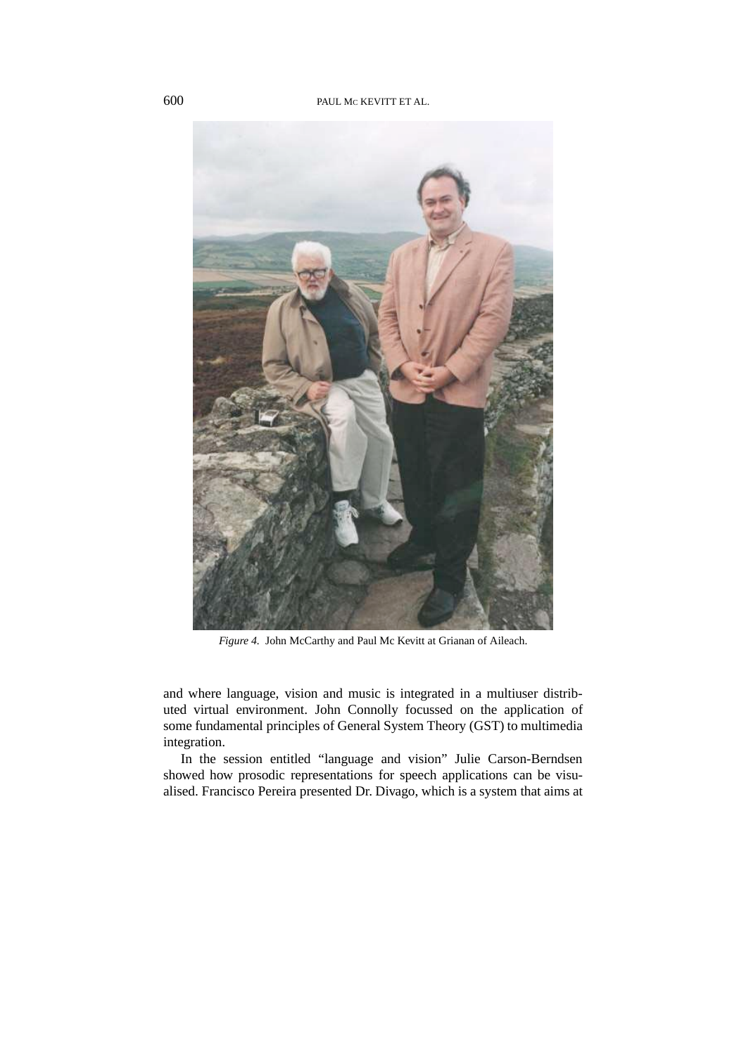*Figure 4.* John McCarthy and Paul Mc Kevitt at Grianan of Aileach.

and where language, vision and music is integrated in a multiuser distributed virtual environment. John Connolly focussed on the application of some fundamental principles of General System Theory (GST) to multimedia integration.

In the session entitled "language and vision" Julie Carson-Berndsen showed how prosodic representations for speech applications can be visualised. Francisco Pereira presented Dr. Divago, which is a system that aims at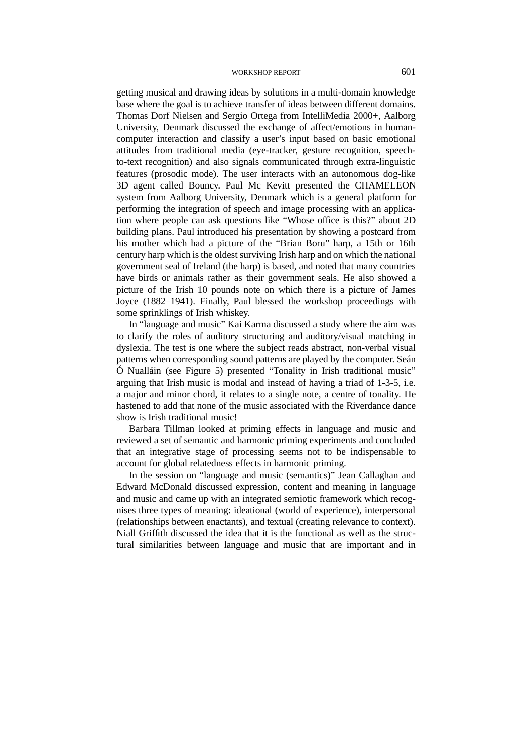getting musical and drawing ideas by solutions in a multi-domain knowledge base where the goal is to achieve transfer of ideas between different domains. Thomas Dorf Nielsen and Sergio Ortega from IntelliMedia 2000+, Aalborg University, Denmark discussed the exchange of affect/emotions in human-computer interaction and classify a user's input based on basic emotional attitudes from traditional media (eye-tracker, gesture recognition, speech-to-text recognition) and also signals communicated through extra-linguistic features (prosodic mode). The user interacts with an autonomous dog-like 3D agent called Bouncy. Paul Mc Kevitt presented the CHAMELEON system from Aalborg University, Denmark which is a general platform for performing the integration of speech and image processing with an application where people can ask questions like "Whose office is this?" about 2D building plans. Paul introduced his presentation by showing a postcard from his mother which had a picture of the "Brian Boru" harp, a 15th or 16th century harp which is the oldest surviving Irish harp and on which the national government seal of Ireland (the harp) is based, and noted that many countries have birds or animals rather as their government seals. He also showed a picture of the Irish 10 pounds note on which there is a picture of James Joyce (1882–1941). Finally, Paul blessed the workshop proceedings with some sprinklings of Irish whiskey.

In "language and music" Kai Karma discussed a study where the aim was to clarify the roles of auditory structuring and auditory/visual matching in dyslexia. The test is one where the subject reads abstract, non-verbal visual patterns when corresponding sound patterns are played by the computer. Seán Ó Nualláin (see Figure 5) presented "Tonality in Irish traditional music" arguing that Irish music is modal and instead of having a triad of 1-3-5, i.e. a major and minor chord, it relates to a single note, a centre of tonality. He hastened to add that none of the music associated with the Riverdance dance show is Irish traditional music!

Barbara Tillman looked at priming effects in language and music and reviewed a set of semantic and harmonic priming experiments and concluded that an integrative stage of processing seems not to be indispensable to account for global relatedness effects in harmonic priming.

In the session on "language and music (semantics)" Jean Callaghan and Edward McDonald discussed expression, content and meaning in language and music and came up with an integrated semiotic framework which recognises three types of meaning: ideational (world of experience), interpersonal (relationships between enactants), and textual (creating relevance to context). Niall Griffith discussed the idea that it is the functional as well as the structural similarities between language and music that are important and in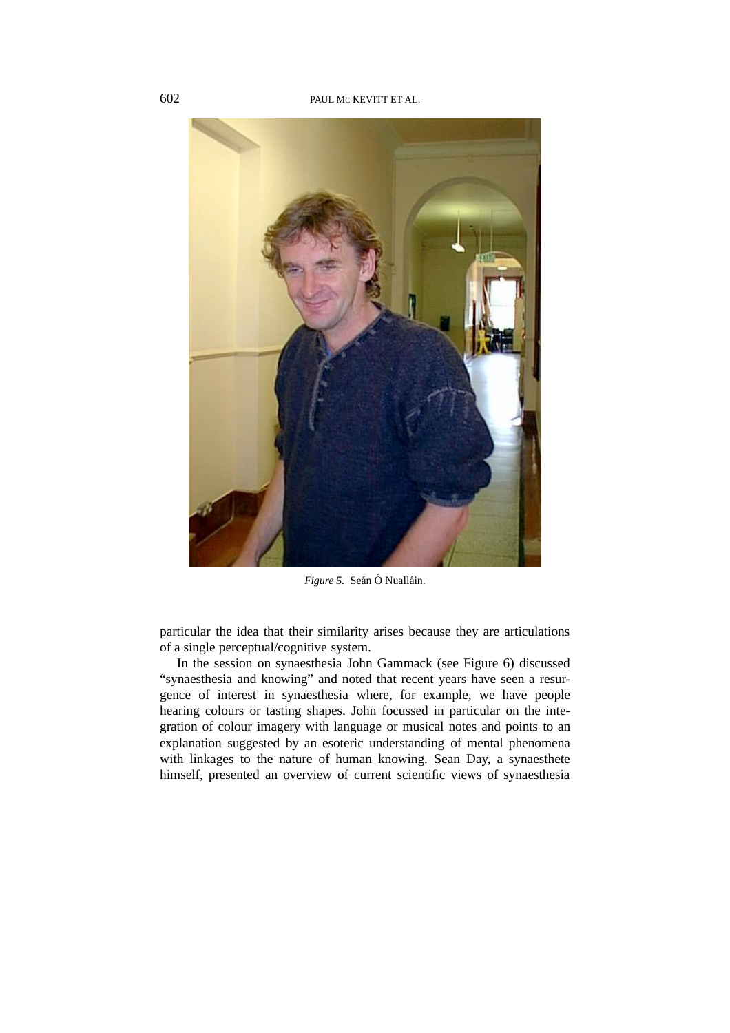*Figure 5.* Seán Ó Nualláin.

particular the idea that their similarity arises because they are articulations of a single perceptual/cognitive system.

In the session on synaesthesia John Gammack (see Figure 6) discussed "synaesthesia and knowing" and noted that recent years have seen a resurgence of interest in synaesthesia where, for example, we have people hearing colours or tasting shapes. John focussed in particular on the integration of colour imagery with language or musical notes and points to an explanation suggested by an esoteric understanding of mental phenomena with linkages to the nature of human knowing. Sean Day, a synaesthete himself, presented an overview of current scientific views of synaesthesia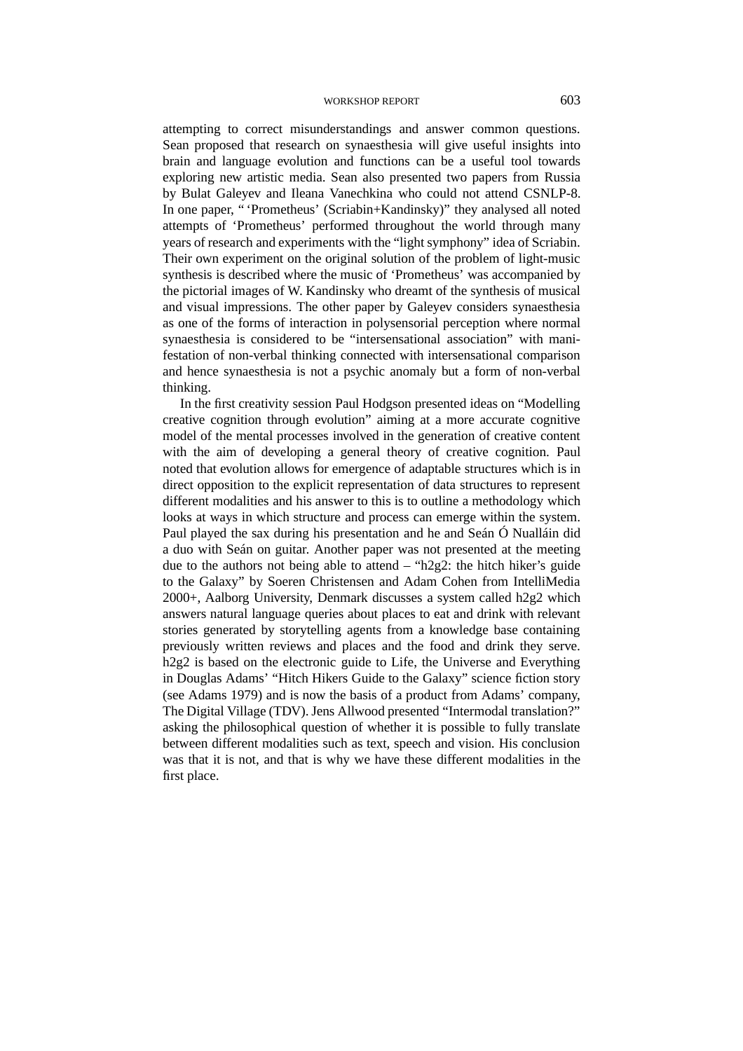attempting to correct misunderstandings and answer common questions. Sean proposed that research on synaesthesia will give useful insights into brain and language evolution and functions can be a useful tool towards exploring new artistic media. Sean also presented two papers from Russia by Bulat Galeyev and Ileana Vanechkina who could not attend CSNLP-8. In one paper, " 'Prometheus' (Scriabin+Kandinsky)" they analysed all noted attempts of 'Prometheus' performed throughout the world through many years of research and experiments with the "light symphony" idea of Scriabin. Their own experiment on the original solution of the problem of light-music synthesis is described where the music of 'Prometheus' was accompanied by the pictorial images of W. Kandinsky who dreamt of the synthesis of musical and visual impressions. The other paper by Galeyev considers synaesthesia as one of the forms of interaction in polysensorial perception where normal synaesthesia is considered to be "intersensational association" with manifestation of non-verbal thinking connected with intersensational comparison and hence synaesthesia is not a psychic anomaly but a form of non-verbal thinking.

In the first creativity session Paul Hodgson presented ideas on "Modelling creative cognition through evolution" aiming at a more accurate cognitive model of the mental processes involved in the generation of creative content with the aim of developing a general theory of creative cognition. Paul noted that evolution allows for emergence of adaptable structures which is in direct opposition to the explicit representation of data structures to represent different modalities and his answer to this is to outline a methodology which looks at ways in which structure and process can emerge within the system. Paul played the sax during his presentation and he and Seán Ó Nualláin did a duo with Seán on guitar. Another paper was not presented at the meeting due to the authors not being able to attend – "h2g2: the hitch hiker's guide to the Galaxy" by Soeren Christensen and Adam Cohen from IntelliMedia 2000+, Aalborg University, Denmark discusses a system called h2g2 which answers natural language queries about places to eat and drink with relevant stories generated by storytelling agents from a knowledge base containing previously written reviews and places and the food and drink they serve. h2g2 is based on the electronic guide to Life, the Universe and Everything in Douglas Adams' "Hitch Hikers Guide to the Galaxy" science fiction story (see Adams 1979) and is now the basis of a product from Adams' company, The Digital Village (TDV). Jens Allwood presented "Intermodal translation?" asking the philosophical question of whether it is possible to fully translate between different modalities such as text, speech and vision. His conclusion was that it is not, and that is why we have these different modalities in the first place.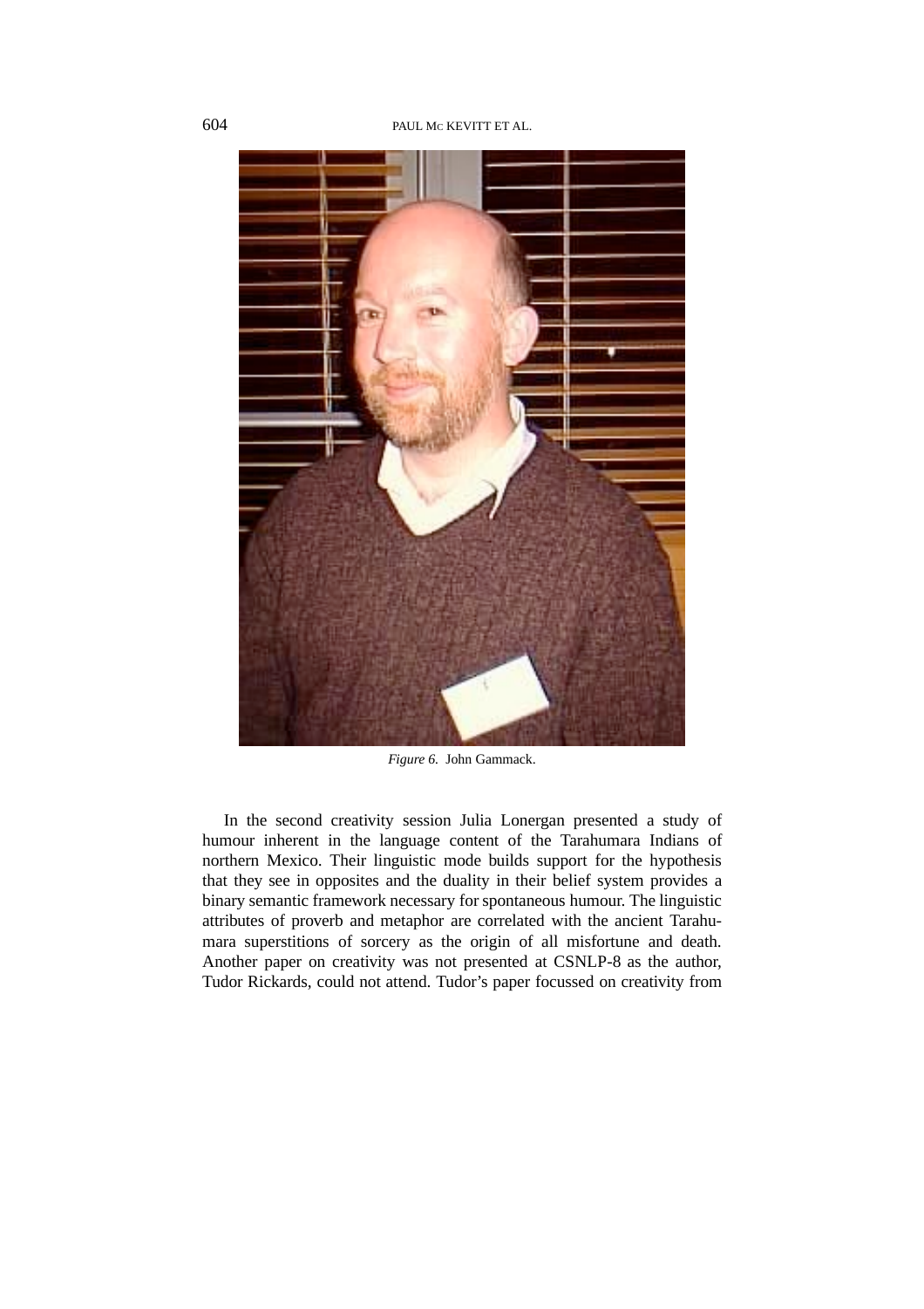*Figure 6.* John Gammack.

In the second creativity session Julia Lonergan presented a study of humour inherent in the language content of the Tarahumara Indians of northern Mexico. Their linguistic mode builds support for the hypothesis that they see in opposites and the duality in their belief system provides a binary semantic framework necessary for spontaneous humour. The linguistic attributes of proverb and metaphor are correlated with the ancient Tarahumara superstitions of sorcery as the origin of all misfortune and death. Another paper on creativity was not presented at CSNLP-8 as the author, Tudor Rickards, could not attend. Tudor's paper focussed on creativity from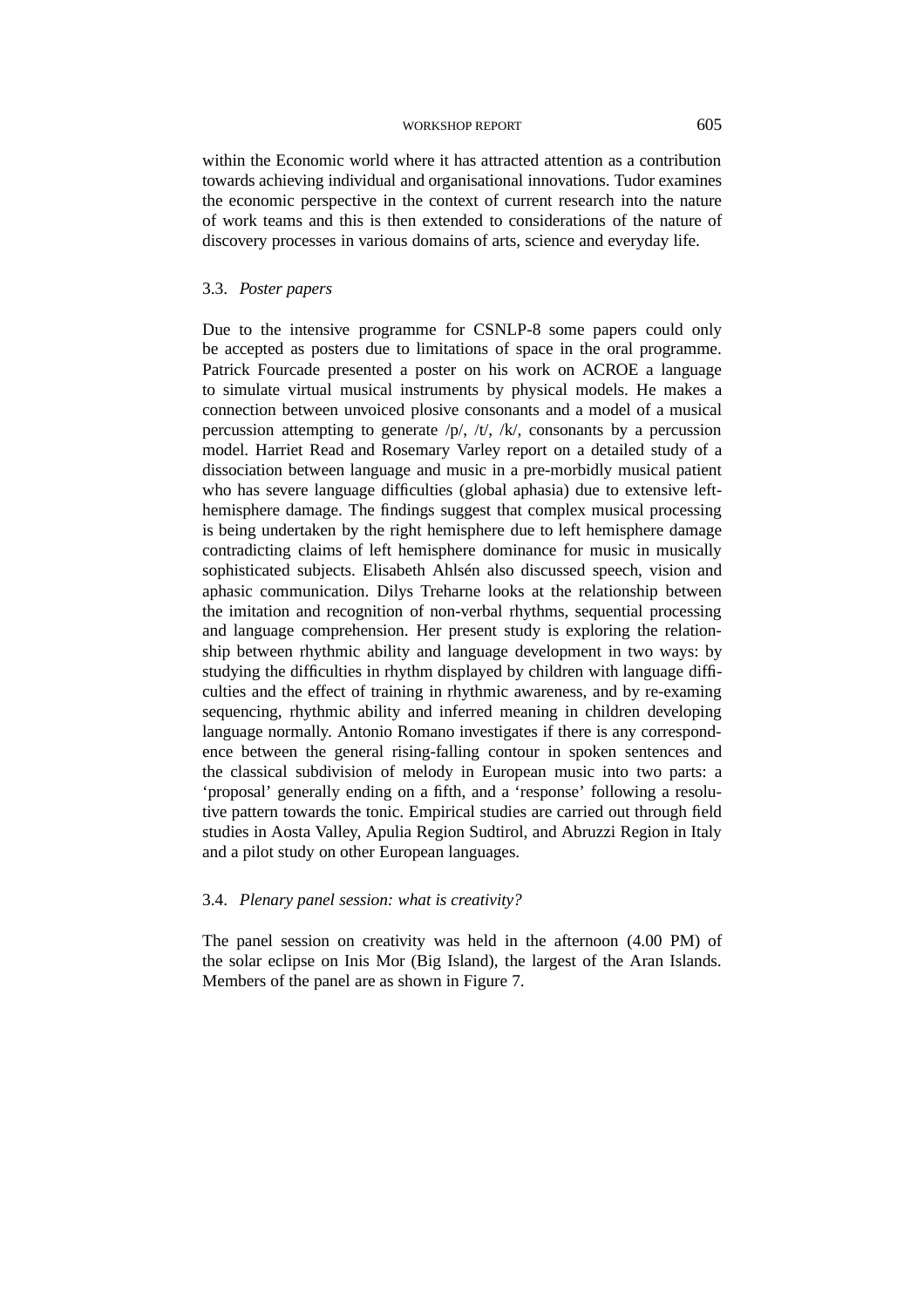within the Economic world where it has attracted attention as a contribution towards achieving individual and organisational innovations. Tudor examines the economic perspective in the context of current research into the nature of work teams and this is then extended to considerations of the nature of discovery processes in various domains of arts, science and everyday life.

### 3.3. *Poster papers*

Due to the intensive programme for CSNLP-8 some papers could only be accepted as posters due to limitations of space in the oral programme. Patrick Fourcade presented a poster on his work on ACROE a language to simulate virtual musical instruments by physical models. He makes a connection between unvoiced plosive consonants and a model of a musical percussion attempting to generate /p/, /t/, /k/, consonants by a percussion model. Harriet Read and Rosemary Varley report on a detailed study of a dissociation between language and music in a pre-morbidly musical patient who has severe language difficulties (global aphasia) due to extensive left-hemisphere damage. The findings suggest that complex musical processing is being undertaken by the right hemisphere due to left hemisphere damage contradicting claims of left hemisphere dominance for music in musically sophisticated subjects. Elisabeth Ahlsén also discussed speech, vision and aphasic communication. Dilys Treharne looks at the relationship between the imitation and recognition of non-verbal rhythms, sequential processing and language comprehension. Her present study is exploring the relationship between rhythmic ability and language development in two ways: by studying the difficulties in rhythm displayed by children with language difficulties and the effect of training in rhythmic awareness, and by re-examing sequencing, rhythmic ability and inferred meaning in children developing language normally. Antonio Romano investigates if there is any correspondence between the general rising-falling contour in spoken sentences and the classical subdivision of melody in European music into two parts: a 'proposal' generally ending on a fifth, and a 'response' following a resolutive pattern towards the tonic. Empirical studies are carried out through field studies in Aosta Valley, Apulia Region Sudtirol, and Abruzzi Region in Italy and a pilot study on other European languages.

### 3.4. *Plenary panel session: what is creativity?*

The panel session on creativity was held in the afternoon (4.00 PM) of the solar eclipse on Inis Mor (Big Island), the largest of the Aran Islands. Members of the panel are as shown in Figure 7.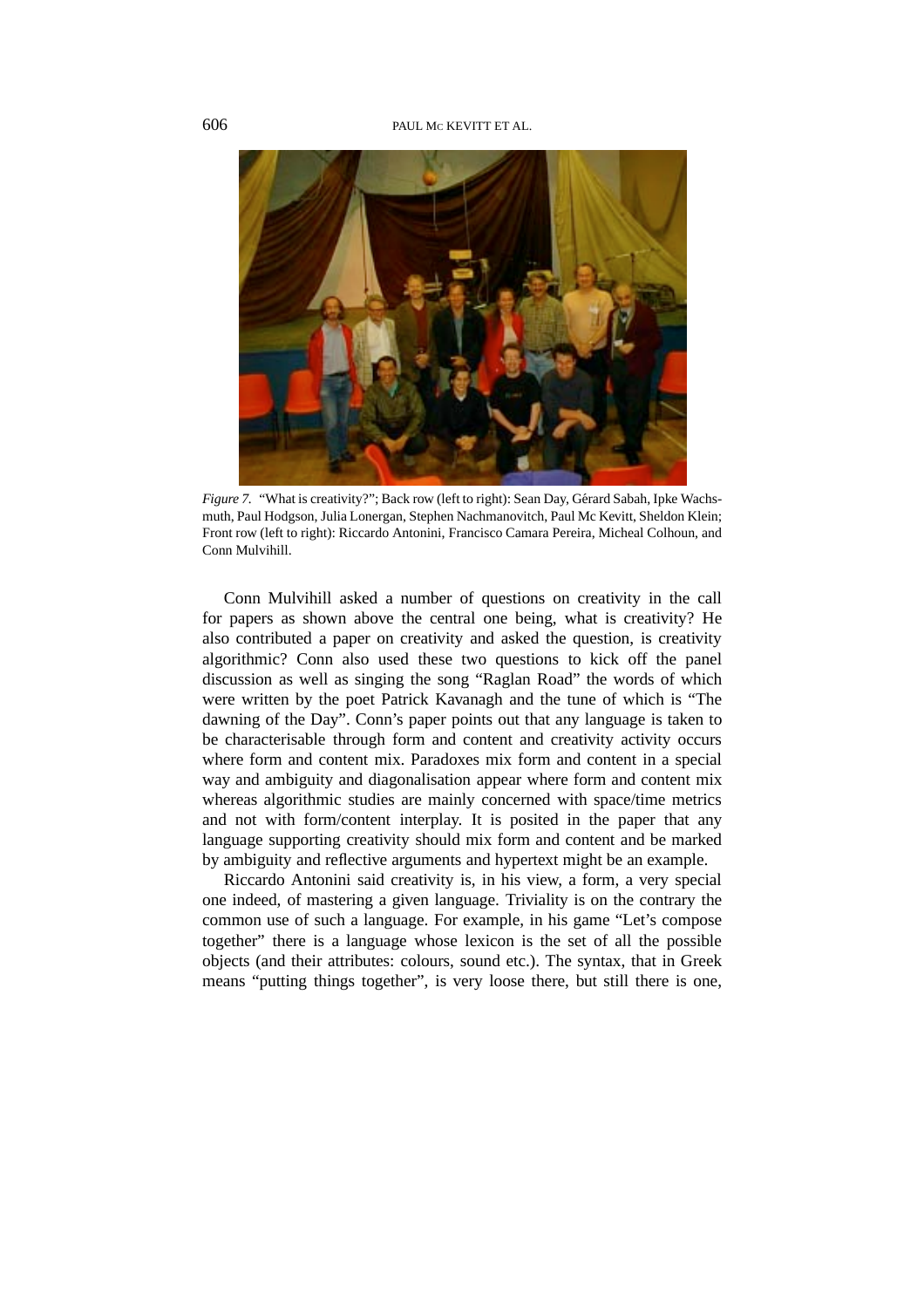*Figure 7.* "What is creativity?"; Back row (left to right): Sean Day, Gérard Sabah, Ipke Wachsmuth, Paul Hodgson, Julia Lonergan, Stephen Nachmanovitch, Paul Mc Kevitt, Sheldon Klein; Front row (left to right): Riccardo Antonini, Francisco Camara Pereira, Micheal Colhoun, and Conn Mulvihill.

Conn Mulvihill asked a number of questions on creativity in the call for papers as shown above the central one being, what is creativity? He also contributed a paper on creativity and asked the question, is creativity algorithmic? Conn also used these two questions to kick off the panel discussion as well as singing the song "Raglan Road" the words of which were written by the poet Patrick Kavanagh and the tune of which is "The dawning of the Day". Conn's paper points out that any language is taken to be characterisable through form and content and creativity activity occurs where form and content mix. Paradoxes mix form and content in a special way and ambiguity and diagonalisation appear where form and content mix whereas algorithmic studies are mainly concerned with space/time metrics and not with form/content interplay. It is posited in the paper that any language supporting creativity should mix form and content and be marked by ambiguity and reflective arguments and hypertext might be an example.

Riccardo Antonini said creativity is, in his view, a form, a very special one indeed, of mastering a given language. Triviality is on the contrary the common use of such a language. For example, in his game "Let's compose together" there is a language whose lexicon is the set of all the possible objects (and their attributes: colours, sound etc.). The syntax, that in Greek means "putting things together", is very loose there, but still there is one,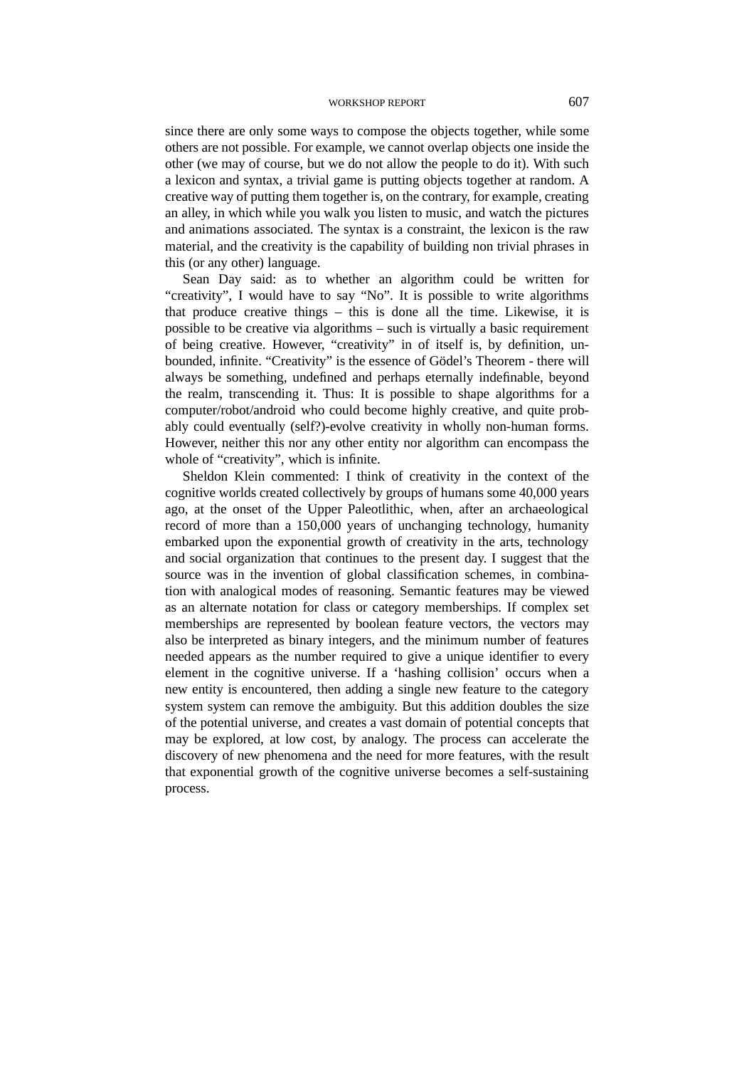since there are only some ways to compose the objects together, while some others are not possible. For example, we cannot overlap objects one inside the other (we may of course, but we do not allow the people to do it). With such a lexicon and syntax, a trivial game is putting objects together at random. A creative way of putting them together is, on the contrary, for example, creating an alley, in which while you walk you listen to music, and watch the pictures and animations associated. The syntax is a constraint, the lexicon is the raw material, and the creativity is the capability of building non trivial phrases in this (or any other) language.

Sean Day said: as to whether an algorithm could be written for "creativity", I would have to say "No". It is possible to write algorithms that produce creative things – this is done all the time. Likewise, it is possible to be creative via algorithms – such is virtually a basic requirement of being creative. However, "creativity" in of itself is, by definition, unbounded, infinite. "Creativity" is the essence of Gödel's Theorem - there will always be something, undefined and perhaps eternally indefinable, beyond the realm, transcending it. Thus: It is possible to shape algorithms for a computer/robot/android who could become highly creative, and quite probably could eventually (self?)-evolve creativity in wholly non-human forms. However, neither this nor any other entity nor algorithm can encompass the whole of "creativity", which is infinite.

Sheldon Klein commented: I think of creativity in the context of the cognitive worlds created collectively by groups of humans some 40,000 years ago, at the onset of the Upper Paleotlithic, when, after an archaeological record of more than a 150,000 years of unchanging technology, humanity embarked upon the exponential growth of creativity in the arts, technology and social organization that continues to the present day. I suggest that the source was in the invention of global classification schemes, in combination with analogical modes of reasoning. Semantic features may be viewed as an alternate notation for class or category memberships. If complex set memberships are represented by boolean feature vectors, the vectors may also be interpreted as binary integers, and the minimum number of features needed appears as the number required to give a unique identifier to every element in the cognitive universe. If a 'hashing collision' occurs when a new entity is encountered, then adding a single new feature to the category system system can remove the ambiguity. But this addition doubles the size of the potential universe, and creates a vast domain of potential concepts that may be explored, at low cost, by analogy. The process can accelerate the discovery of new phenomena and the need for more features, with the result that exponential growth of the cognitive universe becomes a self-sustaining process.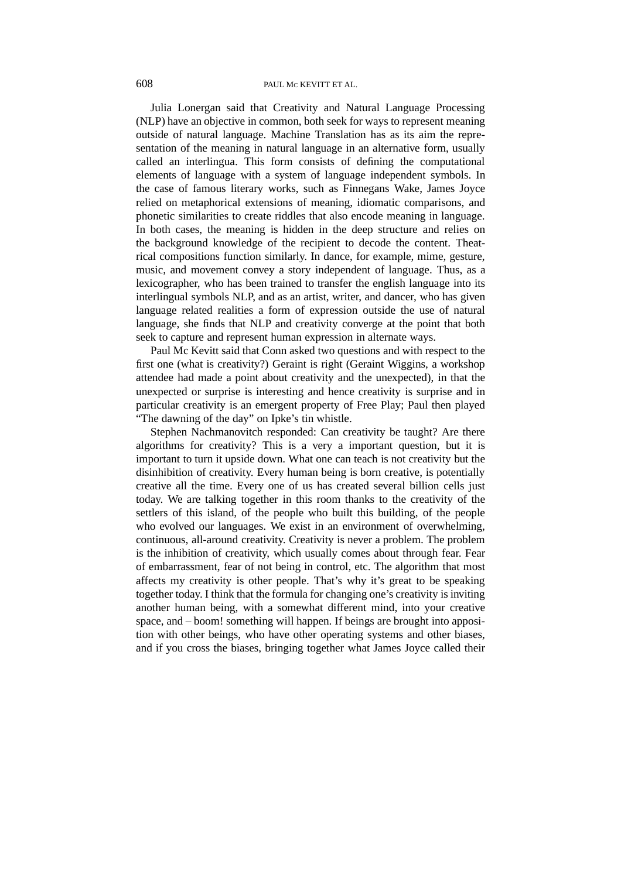Julia Lonergan said that Creativity and Natural Language Processing (NLP) have an objective in common, both seek for ways to represent meaning outside of natural language. Machine Translation has as its aim the representation of the meaning in natural language in an alternative form, usually called an interlingua. This form consists of defining the computational elements of language with a system of language independent symbols. In the case of famous literary works, such as Finnegans Wake, James Joyce relied on metaphorical extensions of meaning, idiomatic comparisons, and phonetic similarities to create riddles that also encode meaning in language. In both cases, the meaning is hidden in the deep structure and relies on the background knowledge of the recipient to decode the content. Theatrical compositions function similarly. In dance, for example, mime, gesture, music, and movement convey a story independent of language. Thus, as a lexicographer, who has been trained to transfer the english language into its interlingual symbols NLP, and as an artist, writer, and dancer, who has given language related realities a form of expression outside the use of natural language, she finds that NLP and creativity converge at the point that both seek to capture and represent human expression in alternate ways.

Paul Mc Kevitt said that Conn asked two questions and with respect to the first one (what is creativity?) Geraint is right (Geraint Wiggins, a workshop attendee had made a point about creativity and the unexpected), in that the unexpected or surprise is interesting and hence creativity is surprise and in particular creativity is an emergent property of Free Play; Paul then played "The dawning of the day" on Ipke's tin whistle.

Stephen Nachmanovitch responded: Can creativity be taught? Are there algorithms for creativity? This is a very a important question, but it is important to turn it upside down. What one can teach is not creativity but the disinhibition of creativity. Every human being is born creative, is potentially creative all the time. Every one of us has created several billion cells just today. We are talking together in this room thanks to the creativity of the settlers of this island, of the people who built this building, of the people who evolved our languages. We exist in an environment of overwhelming, continuous, all-around creativity. Creativity is never a problem. The problem is the inhibition of creativity, which usually comes about through fear. Fear of embarrassment, fear of not being in control, etc. The algorithm that most affects my creativity is other people. That's why it's great to be speaking together today. I think that the formula for changing one's creativity is inviting another human being, with a somewhat different mind, into your creative space, and – boom! something will happen. If beings are brought into apposition with other beings, who have other operating systems and other biases, and if you cross the biases, bringing together what James Joyce called their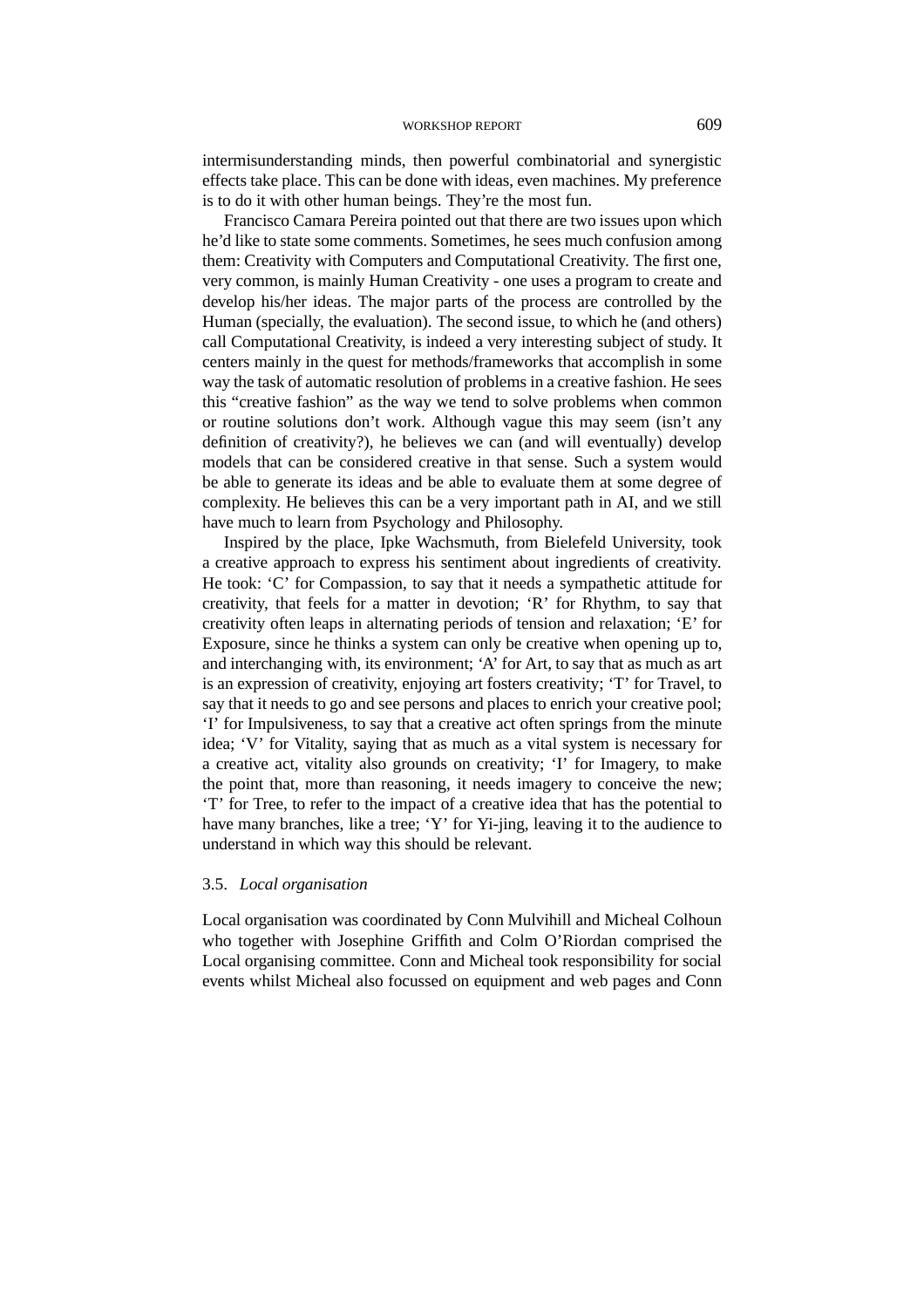intermisunderstanding minds, then powerful combinatorial and synergistic effects take place. This can be done with ideas, even machines. My preference is to do it with other human beings. They're the most fun.

Francisco Camara Pereira pointed out that there are two issues upon which he'd like to state some comments. Sometimes, he sees much confusion among them: Creativity with Computers and Computational Creativity. The first one, very common, is mainly Human Creativity - one uses a program to create and develop his/her ideas. The major parts of the process are controlled by the Human (specially, the evaluation). The second issue, to which he (and others) call Computational Creativity, is indeed a very interesting subject of study. It centers mainly in the quest for methods/frameworks that accomplish in some way the task of automatic resolution of problems in a creative fashion. He sees this "creative fashion" as the way we tend to solve problems when common or routine solutions don't work. Although vague this may seem (isn't any definition of creativity?), he believes we can (and will eventually) develop models that can be considered creative in that sense. Such a system would be able to generate its ideas and be able to evaluate them at some degree of complexity. He believes this can be a very important path in AI, and we still have much to learn from Psychology and Philosophy.

Inspired by the place, Ipke Wachsmuth, from Bielefeld University, took a creative approach to express his sentiment about ingredients of creativity. He took: 'C' for Compassion, to say that it needs a sympathetic attitude for creativity, that feels for a matter in devotion; 'R' for Rhythm, to say that creativity often leaps in alternating periods of tension and relaxation; 'E' for Exposure, since he thinks a system can only be creative when opening up to, and interchanging with, its environment; 'A' for Art, to say that as much as art is an expression of creativity, enjoying art fosters creativity; 'T' for Travel, to say that it needs to go and see persons and places to enrich your creative pool; 'I' for Impulsiveness, to say that a creative act often springs from the minute idea; 'V' for Vitality, saying that as much as a vital system is necessary for a creative act, vitality also grounds on creativity; 'I' for Imagery, to make the point that, more than reasoning, it needs imagery to conceive the new; 'T' for Tree, to refer to the impact of a creative idea that has the potential to have many branches, like a tree; 'Y' for Yi-jing, leaving it to the audience to understand in which way this should be relevant.

### 3.5. *Local organisation*

Local organisation was coordinated by Conn Mulvihill and Micheal Colhoun who together with Josephine Griffith and Colm O'Riordan comprised the Local organising committee. Conn and Micheal took responsibility for social events whilst Micheal also focussed on equipment and web pages and Conn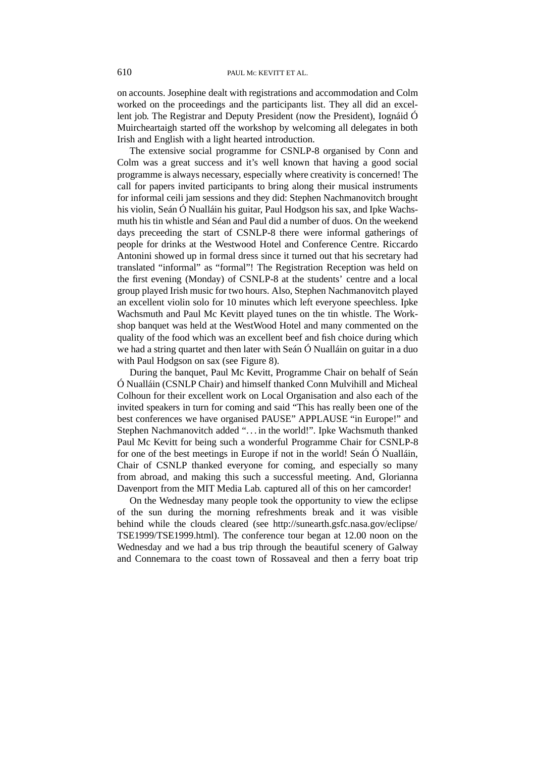on accounts. Josephine dealt with registrations and accommodation and Colm worked on the proceedings and the participants list. They all did an excellent job. The Registrar and Deputy President (now the President), Iognáid Ó Muircheartaigh started off the workshop by welcoming all delegates in both Irish and English with a light hearted introduction.

The extensive social programme for CSNLP-8 organised by Conn and Colm was a great success and it's well known that having a good social programme is always necessary, especially where creativity is concerned! The call for papers invited participants to bring along their musical instruments for informal ceili jam sessions and they did: Stephen Nachmanovitch brought his violin, Seán Ó Nualláin his guitar, Paul Hodgson his sax, and Ipke Wachsmuth his tin whistle and Séan and Paul did a number of duos. On the weekend days preceeding the start of CSNLP-8 there were informal gatherings of people for drinks at the Westwood Hotel and Conference Centre. Riccardo Antonini showed up in formal dress since it turned out that his secretary had translated "informal" as "formal"! The Registration Reception was held on the first evening (Monday) of CSNLP-8 at the students' centre and a local group played Irish music for two hours. Also, Stephen Nachmanovitch played an excellent violin solo for 10 minutes which left everyone speechless. Ipke Wachsmuth and Paul Mc Kevitt played tunes on the tin whistle. The Workshop banquet was held at the WestWood Hotel and many commented on the quality of the food which was an excellent beef and fish choice during which we had a string quartet and then later with Seán Ó Nualláin on guitar in a duo with Paul Hodgson on sax (see Figure 8).

During the banquet, Paul Mc Kevitt, Programme Chair on behalf of Seán Ó Nualláin (CSNLP Chair) and himself thanked Conn Mulvihill and Micheal Colhoun for their excellent work on Local Organisation and also each of the invited speakers in turn for coming and said "This has really been one of the best conferences we have organised PAUSE" APPLAUSE "in Europe!" and Stephen Nachmanovitch added "... in the world!". Ipke Wachsmuth thanked Paul Mc Kevitt for being such a wonderful Programme Chair for CSNLP-8 for one of the best meetings in Europe if not in the world! Seán Ó Nualláin, Chair of CSNLP thanked everyone for coming, and especially so many from abroad, and making this such a successful meeting. And, Glorianna Davenport from the MIT Media Lab. captured all of this on her camcorder!

On the Wednesday many people took the opportunity to view the eclipse of the sun during the morning refreshments break and it was visible behind while the clouds cleared (see http://sunearth.gsfc.nasa.gov/eclipse/TSE1999/TSE1999.html). The conference tour began at 12.00 noon on the Wednesday and we had a bus trip through the beautiful scenery of Galway and Connemara to the coast town of Rossaveal and then a ferry boat trip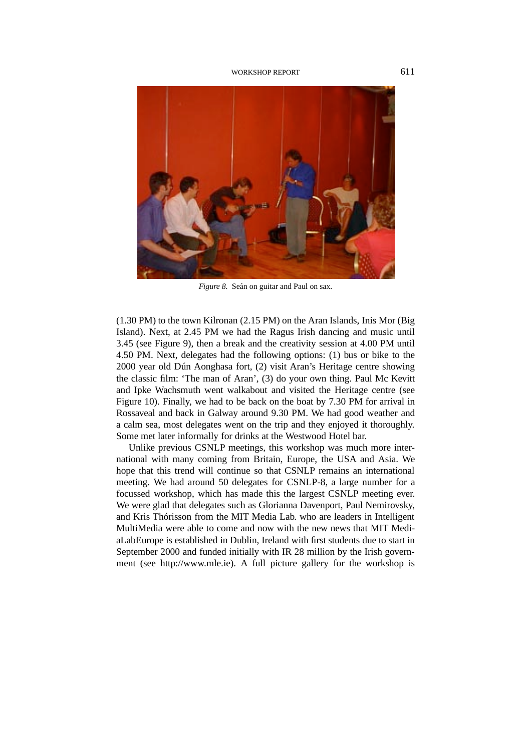*Figure 8.* Seán on guitar and Paul on sax.

(1.30 PM) to the town Kilronan (2.15 PM) on the Aran Islands, Inis Mor (Big Island). Next, at 2.45 PM we had the Ragus Irish dancing and music until 3.45 (see Figure 9), then a break and the creativity session at 4.00 PM until 4.50 PM. Next, delegates had the following options: (1) bus or bike to the 2000 year old Dún Aonghasa fort, (2) visit Aran's Heritage centre showing the classic film: 'The man of Aran', (3) do your own thing. Paul Mc Kevitt and Ipke Wachsmuth went walkabout and visited the Heritage centre (see Figure 10). Finally, we had to be back on the boat by 7.30 PM for arrival in Rossaveal and back in Galway around 9.30 PM. We had good weather and a calm sea, most delegates went on the trip and they enjoyed it thoroughly. Some met later informally for drinks at the Westwood Hotel bar.

Unlike previous CSNLP meetings, this workshop was much more international with many coming from Britain, Europe, the USA and Asia. We hope that this trend will continue so that CSNLP remains an international meeting. We had around 50 delegates for CSNLP-8, a large number for a focussed workshop, which has made this the largest CSNLP meeting ever. We were glad that delegates such as Glorianna Davenport, Paul Nemirovsky, and Kris Thórisson from the MIT Media Lab. who are leaders in Intelligent MultiMedia were able to come and now with the new news that MIT MediaLabEurope is established in Dublin, Ireland with first students due to start in September 2000 and funded initially with IR 28 million by the Irish government (see http://www.mle.ie). A full picture gallery for the workshop is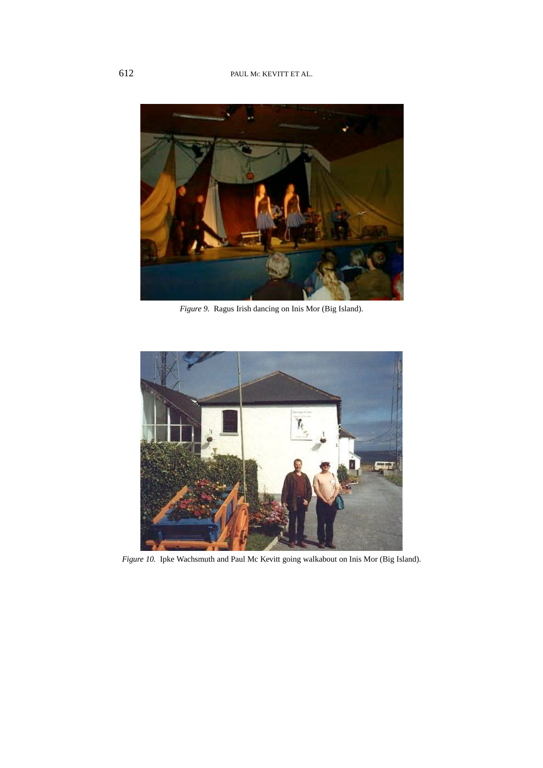*Figure 9.* Ragus Irish dancing on Inis Mor (Big Island).

*Figure 10.* Ipke Wachsmuth and Paul Mc Kevitt going walkabout on Inis Mor (Big Island).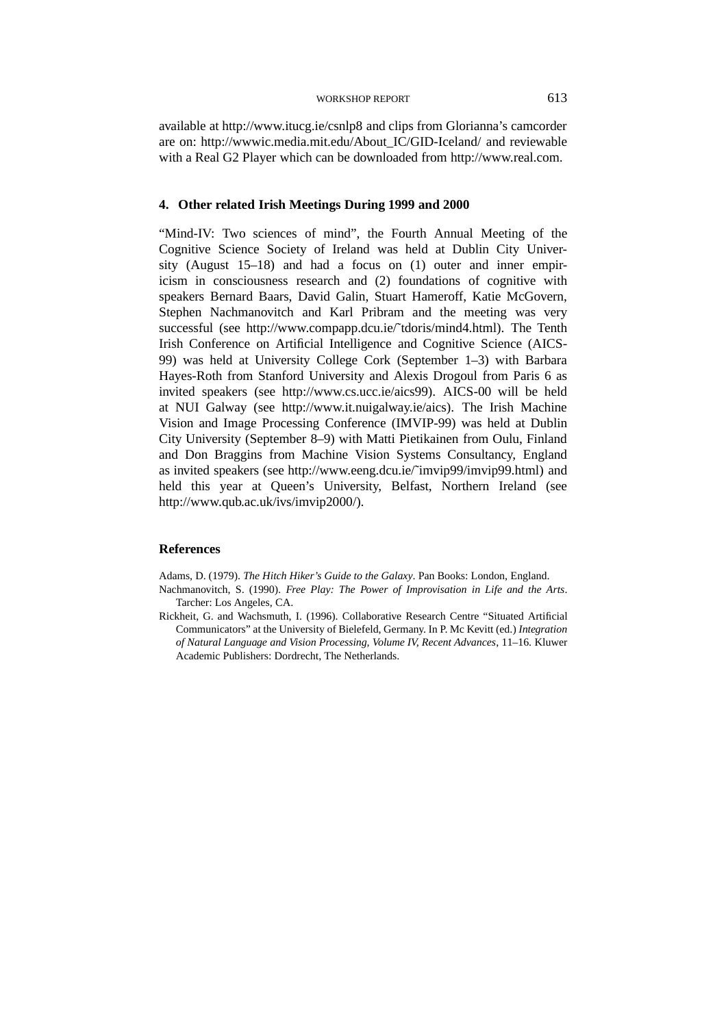available at http://www.itucg.ie/csnlp8 and clips from Glorianna's camcorder are on: http://wwwic.media.mit.edu/About_IC/GID-Iceland/ and reviewable with a Real G2 Player which can be downloaded from http://www.real.com.

## 4. Other related Irish Meetings During 1999 and 2000

"Mind-IV: Two sciences of mind", the Fourth Annual Meeting of the Cognitive Science Society of Ireland was held at Dublin City University (August 15–18) and had a focus on (1) outer and inner empiricism in consciousness research and (2) foundations of cognitive with speakers Bernard Baars, David Galin, Stuart Hameroff, Katie McGovern, Stephen Nachmanovitch and Karl Pribram and the meeting was very successful (see http://www.compapp.dcu.ie/˜tdoris/mind4.html). The Tenth Irish Conference on Artificial Intelligence and Cognitive Science (AICS-99) was held at University College Cork (September 1–3) with Barbara Hayes-Roth from Stanford University and Alexis Drogoul from Paris 6 as invited speakers (see http://www.cs.ucc.ie/aics99). AICS-00 will be held at NUI Galway (see http://www.it.nuigalway.ie/aics). The Irish Machine Vision and Image Processing Conference (IMVIP-99) was held at Dublin City University (September 8–9) with Matti Pietikainen from Oulu, Finland and Don Braggins from Machine Vision Systems Consultancy, England as invited speakers (see http://www.eeng.dcu.ie/˜imvip99/imvip99.html) and held this year at Queen's University, Belfast, Northern Ireland (see http://www.qub.ac.uk/ivs/imvip2000/).

## References

Adams, D. (1979). *The Hitch Hiker's Guide to the Galaxy*. Pan Books: London, England.

Nachmanovitch, S. (1990). *Free Play: The Power of Improvisation in Life and the Arts*. Tarcher: Los Angeles, CA.

Rickheit, G. and Wachsmuth, I. (1996). Collaborative Research Centre "Situated Artificial Communicators" at the University of Bielefeld, Germany. In P. Mc Kevitt (ed.) *Integration of Natural Language and Vision Processing, Volume IV, Recent Advances*, 11–16. Kluwer Academic Publishers: Dordrecht, The Netherlands.